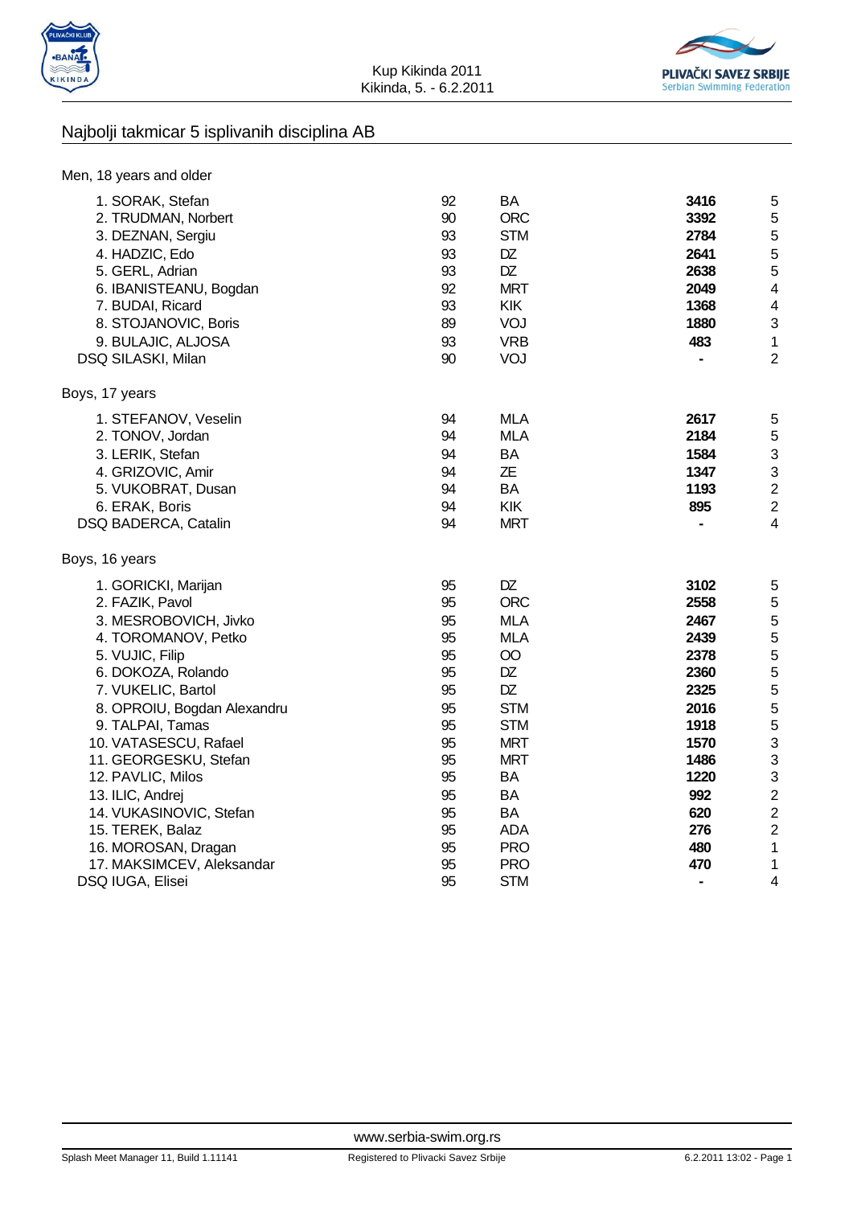Kup Kikinda 2011
Kikinda, 5. - 6.2.2011

## Najbolji takmicar 5 isplivanih disciplina AB

### Men, 18 years and older

| Place | Name | Year | Club | Points | Events |
|---|---|---|---|---|---|
| 1. | SORAK, Stefan | 92 | BA | **3416** | 5 |
| 2. | TRUDMAN, Norbert | 90 | ORC | **3392** | 5 |
| 3. | DEZNAN, Sergiu | 93 | STM | **2784** | 5 |
| 4. | HADZIC, Edo | 93 | DZ | **2641** | 5 |
| 5. | GERL, Adrian | 93 | DZ | **2638** | 5 |
| 6. | IBANISTEANU, Bogdan | 92 | MRT | **2049** | 4 |
| 7. | BUDAI, Ricard | 93 | KIK | **1368** | 4 |
| 8. | STOJANOVIC, Boris | 89 | VOJ | **1880** | 3 |
| 9. | BULAJIC, ALJOSA | 93 | VRB | **483** | 1 |
| DSQ | SILASKI, Milan | 90 | VOJ | **-** | 2 |

### Boys, 17 years

| Place | Name | Year | Club | Points | Events |
|---|---|---|---|---|---|
| 1. | STEFANOV, Veselin | 94 | MLA | **2617** | 5 |
| 2. | TONOV, Jordan | 94 | MLA | **2184** | 5 |
| 3. | LERIK, Stefan | 94 | BA | **1584** | 3 |
| 4. | GRIZOVIC, Amir | 94 | ZE | **1347** | 3 |
| 5. | VUKOBRAT, Dusan | 94 | BA | **1193** | 2 |
| 6. | ERAK, Boris | 94 | KIK | **895** | 2 |
| DSQ | BADERCA, Catalin | 94 | MRT | **-** | 4 |

### Boys, 16 years

| Place | Name | Year | Club | Points | Events |
|---|---|---|---|---|---|
| 1. | GORICKI, Marijan | 95 | DZ | **3102** | 5 |
| 2. | FAZIK, Pavol | 95 | ORC | **2558** | 5 |
| 3. | MESROBOVICH, Jivko | 95 | MLA | **2467** | 5 |
| 4. | TOROMANOV, Petko | 95 | MLA | **2439** | 5 |
| 5. | VUJIC, Filip | 95 | OO | **2378** | 5 |
| 6. | DOKOZA, Rolando | 95 | DZ | **2360** | 5 |
| 7. | VUKELIC, Bartol | 95 | DZ | **2325** | 5 |
| 8. | OPROIU, Bogdan Alexandru | 95 | STM | **2016** | 5 |
| 9. | TALPAI, Tamas | 95 | STM | **1918** | 5 |
| 10. | VATASESCU, Rafael | 95 | MRT | **1570** | 3 |
| 11. | GEORGESKU, Stefan | 95 | MRT | **1486** | 3 |
| 12. | PAVLIC, Milos | 95 | BA | **1220** | 3 |
| 13. | ILIC, Andrej | 95 | BA | **992** | 2 |
| 14. | VUKASINOVIC, Stefan | 95 | BA | **620** | 2 |
| 15. | TEREK, Balaz | 95 | ADA | **276** | 2 |
| 16. | MOROSAN, Dragan | 95 | PRO | **480** | 1 |
| 17. | MAKSIMCEV, Aleksandar | 95 | PRO | **470** | 1 |
| DSQ | IUGA, Elisei | 95 | STM | **-** | 4 |

www.serbia-swim.org.rs

Splash Meet Manager 11, Build 1.11141 — Registered to Plivacki Savez Srbije — 6.2.2011 13:02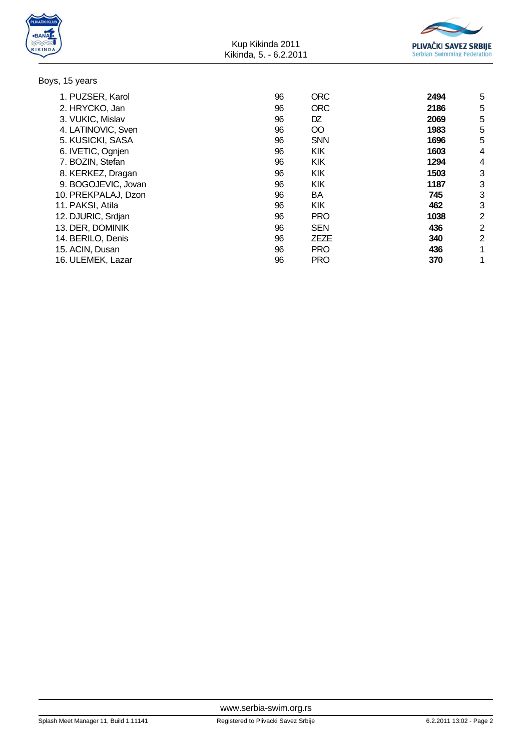Boys, 15 years

| | | | | |
|---|---|---|---|---|
| 1. PUZSER, Karol | 96 | ORC | **2494** | 5 |
| 2. HRYCKO, Jan | 96 | ORC | **2186** | 5 |
| 3. VUKIC, Mislav | 96 | DZ | **2069** | 5 |
| 4. LATINOVIC, Sven | 96 | OO | **1983** | 5 |
| 5. KUSICKI, SASA | 96 | SNN | **1696** | 5 |
| 6. IVETIC, Ognjen | 96 | KIK | **1603** | 4 |
| 7. BOZIN, Stefan | 96 | KIK | **1294** | 4 |
| 8. KERKEZ, Dragan | 96 | KIK | **1503** | 3 |
| 9. BOGOJEVIC, Jovan | 96 | KIK | **1187** | 3 |
| 10. PREKPALAJ, Dzon | 96 | BA | **745** | 3 |
| 11. PAKSI, Atila | 96 | KIK | **462** | 3 |
| 12. DJURIC, Srdjan | 96 | PRO | **1038** | 2 |
| 13. DER, DOMINIK | 96 | SEN | **436** | 2 |
| 14. BERILO, Denis | 96 | ZEZE | **340** | 2 |
| 15. ACIN, Dusan | 96 | PRO | **436** | 1 |
| 16. ULEMEK, Lazar | 96 | PRO | **370** | 1 |